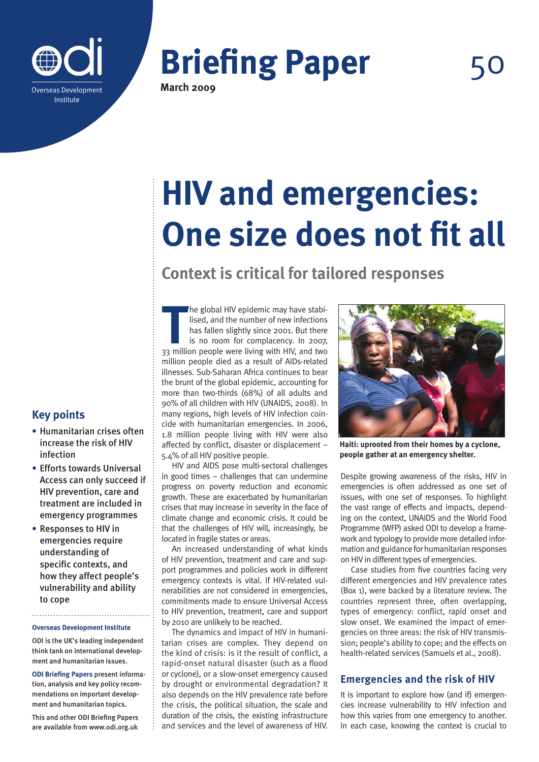**Briefing Paper 50**

**March 2009**

# HIV and emergencies: One size does not fit all

## Context is critical for tailored responses

The global HIV epidemic may have stabilised, and the number of new infections has fallen slightly since 2001. But there is no room for complacency. In 2007, 33 million people were living with HIV, and two million people died as a result of AIDs-related illnesses. Sub-Saharan Africa continues to bear the brunt of the global epidemic, accounting for more than two-thirds (68%) of all adults and 90% of all children with HIV (UNAIDS, 2008). In many regions, high levels of HIV infection coincide with humanitarian emergencies. In 2006, 1.8 million people living with HIV were also affected by conflict, disaster or displacement – 5.4% of all HIV positive people.

HIV and AIDS pose multi-sectoral challenges in good times – challenges that can undermine progress on poverty reduction and economic growth. These are exacerbated by humanitarian crises that may increase in severity in the face of climate change and economic crisis. It could be that the challenges of HIV will, increasingly, be located in fragile states or areas.

An increased understanding of what kinds of HIV prevention, treatment and care and support programmes and policies work in different emergency contexts is vital. If HIV-related vulnerabilities are not considered in emergencies, commitments made to ensure Universal Access to HIV prevention, treatment, care and support by 2010 are unlikely to be reached.

The dynamics and impact of HIV in humanitarian crises are complex. They depend on the kind of crisis: is it the result of conflict, a rapid-onset natural disaster (such as a flood or cyclone), or a slow-onset emergency caused by drought or environmental degradation? It also depends on the HIV prevalence rate before the crisis, the political situation, the scale and duration of the crisis, the existing infrastructure and services and the level of awareness of HIV.

**Haiti: uprooted from their homes by a cyclone, people gather at an emergency shelter.**

Despite growing awareness of the risks, HIV in emergencies is often addressed as one set of issues, with one set of responses. To highlight the vast range of effects and impacts, depending on the context, UNAIDS and the World Food Programme (WFP) asked ODI to develop a framework and typology to provide more detailed information and guidance for humanitarian responses on HIV in different types of emergencies.

Case studies from five countries facing very different emergencies and HIV prevalence rates (Box 1), were backed by a literature review. The countries represent three, often overlapping, types of emergency: conflict, rapid onset and slow onset. We examined the impact of emergencies on three areas: the risk of HIV transmission; people's ability to cope; and the effects on health-related services (Samuels et al., 2008).

## Emergencies and the risk of HIV

It is important to explore how (and if) emergencies increase vulnerability to HIV infection and how this varies from one emergency to another. In each case, knowing the context is crucial to

## Key points

- Humanitarian crises often increase the risk of HIV infection
- Efforts towards Universal Access can only succeed if HIV prevention, care and treatment are included in emergency programmes
- Responses to HIV in emergencies require understanding of specific contexts, and how they affect people's vulnerability and ability to cope

**Overseas Development Institute**

ODI is the UK's leading independent think tank on international development and humanitarian issues.

**ODI Briefing Papers** present information, analysis and key policy recommendations on important development and humanitarian topics.

This and other ODI Briefing Papers are available from www.odi.org.uk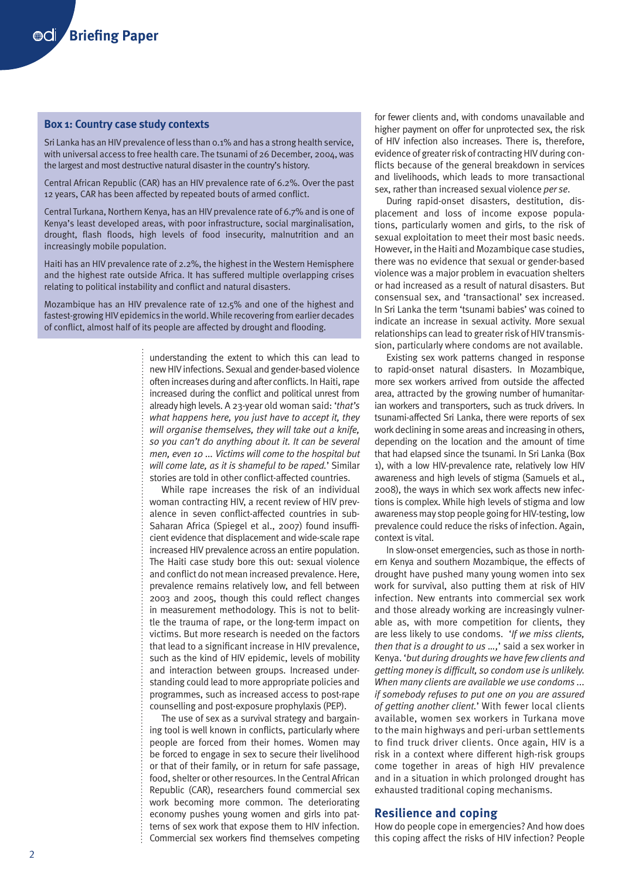### Box 1: Country case study contexts

Sri Lanka has an HIV prevalence of less than 0.1% and has a strong health service, with universal access to free health care. The tsunami of 26 December, 2004, was the largest and most destructive natural disaster in the country's history.

Central African Republic (CAR) has an HIV prevalence rate of 6.2%. Over the past 12 years, CAR has been affected by repeated bouts of armed conflict.

Central Turkana, Northern Kenya, has an HIV prevalence rate of 6.7% and is one of Kenya's least developed areas, with poor infrastructure, social marginalisation, drought, flash floods, high levels of food insecurity, malnutrition and an increasingly mobile population.

Haiti has an HIV prevalence rate of 2.2%, the highest in the Western Hemisphere and the highest rate outside Africa. It has suffered multiple overlapping crises relating to political instability and conflict and natural disasters.

Mozambique has an HIV prevalence rate of 12.5% and one of the highest and fastest-growing HIV epidemics in the world. While recovering from earlier decades of conflict, almost half of its people are affected by drought and flooding.

understanding the extent to which this can lead to new HIV infections. Sexual and gender-based violence often increases during and after conflicts. In Haiti, rape increased during the conflict and political unrest from already high levels. A 23-year old woman said: '*that's what happens here, you just have to accept it, they will organise themselves, they will take out a knife, so you can't do anything about it. It can be several men, even 10 ... Victims will come to the hospital but will come late, as it is shameful to be raped.*' Similar stories are told in other conflict-affected countries.

While rape increases the risk of an individual woman contracting HIV, a recent review of HIV prevalence in seven conflict-affected countries in sub-Saharan Africa (Spiegel et al., 2007) found insufficient evidence that displacement and wide-scale rape increased HIV prevalence across an entire population. The Haiti case study bore this out: sexual violence and conflict do not mean increased prevalence. Here, prevalence remains relatively low, and fell between 2003 and 2005, though this could reflect changes in measurement methodology. This is not to belittle the trauma of rape, or the long-term impact on victims. But more research is needed on the factors that lead to a significant increase in HIV prevalence, such as the kind of HIV epidemic, levels of mobility and interaction between groups. Increased understanding could lead to more appropriate policies and programmes, such as increased access to post-rape counselling and post-exposure prophylaxis (PEP).

The use of sex as a survival strategy and bargaining tool is well known in conflicts, particularly where people are forced from their homes. Women may be forced to engage in sex to secure their livelihood or that of their family, or in return for safe passage, food, shelter or other resources. In the Central African Republic (CAR), researchers found commercial sex work becoming more common. The deteriorating economy pushes young women and girls into patterns of sex work that expose them to HIV infection. Commercial sex workers find themselves competing for fewer clients and, with condoms unavailable and higher payment on offer for unprotected sex, the risk of HIV infection also increases. There is, therefore, evidence of greater risk of contracting HIV during conflicts because of the general breakdown in services and livelihoods, which leads to more transactional sex, rather than increased sexual violence *per se*.

During rapid-onset disasters, destitution, displacement and loss of income expose populations, particularly women and girls, to the risk of sexual exploitation to meet their most basic needs. However, in the Haiti and Mozambique case studies, there was no evidence that sexual or gender-based violence was a major problem in evacuation shelters or had increased as a result of natural disasters. But consensual sex, and 'transactional' sex increased. In Sri Lanka the term 'tsunami babies' was coined to indicate an increase in sexual activity. More sexual relationships can lead to greater risk of HIV transmission, particularly where condoms are not available.

Existing sex work patterns changed in response to rapid-onset natural disasters. In Mozambique, more sex workers arrived from outside the affected area, attracted by the growing number of humanitarian workers and transporters, such as truck drivers. In tsunami-affected Sri Lanka, there were reports of sex work declining in some areas and increasing in others, depending on the location and the amount of time that had elapsed since the tsunami. In Sri Lanka (Box 1), with a low HIV-prevalence rate, relatively low HIV awareness and high levels of stigma (Samuels et al., 2008), the ways in which sex work affects new infections is complex. While high levels of stigma and low awareness may stop people going for HIV-testing, low prevalence could reduce the risks of infection. Again, context is vital.

In slow-onset emergencies, such as those in northern Kenya and southern Mozambique, the effects of drought have pushed many young women into sex work for survival, also putting them at risk of HIV infection. New entrants into commercial sex work and those already working are increasingly vulnerable as, with more competition for clients, they are less likely to use condoms. '*If we miss clients, then that is a drought to us ...*,' said a sex worker in Kenya. '*but during droughts we have few clients and getting money is difficult, so condom use is unlikely. When many clients are available we use condoms ... if somebody refuses to put one on you are assured of getting another client.*' With fewer local clients available, women sex workers in Turkana move to the main highways and peri-urban settlements to find truck driver clients. Once again, HIV is a risk in a context where different high-risk groups come together in areas of high HIV prevalence and in a situation in which prolonged drought has exhausted traditional coping mechanisms.

## Resilience and coping

How do people cope in emergencies? And how does this coping affect the risks of HIV infection? People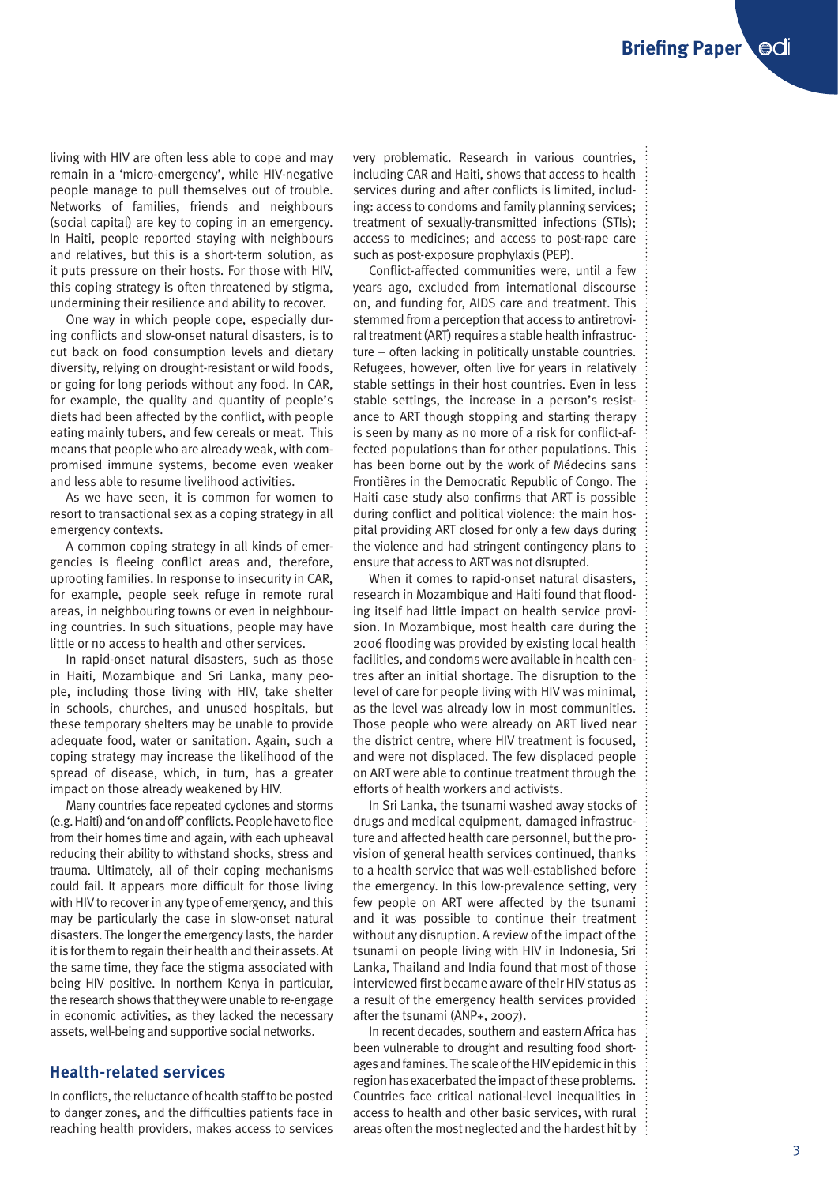living with HIV are often less able to cope and may remain in a 'micro-emergency', while HIV-negative people manage to pull themselves out of trouble. Networks of families, friends and neighbours (social capital) are key to coping in an emergency. In Haiti, people reported staying with neighbours and relatives, but this is a short-term solution, as it puts pressure on their hosts. For those with HIV, this coping strategy is often threatened by stigma, undermining their resilience and ability to recover.

One way in which people cope, especially during conflicts and slow-onset natural disasters, is to cut back on food consumption levels and dietary diversity, relying on drought-resistant or wild foods, or going for long periods without any food. In CAR, for example, the quality and quantity of people's diets had been affected by the conflict, with people eating mainly tubers, and few cereals or meat. This means that people who are already weak, with compromised immune systems, become even weaker and less able to resume livelihood activities.

As we have seen, it is common for women to resort to transactional sex as a coping strategy in all emergency contexts.

A common coping strategy in all kinds of emergencies is fleeing conflict areas and, therefore, uprooting families. In response to insecurity in CAR, for example, people seek refuge in remote rural areas, in neighbouring towns or even in neighbouring countries. In such situations, people may have little or no access to health and other services.

In rapid-onset natural disasters, such as those in Haiti, Mozambique and Sri Lanka, many people, including those living with HIV, take shelter in schools, churches, and unused hospitals, but these temporary shelters may be unable to provide adequate food, water or sanitation. Again, such a coping strategy may increase the likelihood of the spread of disease, which, in turn, has a greater impact on those already weakened by HIV.

Many countries face repeated cyclones and storms (e.g. Haiti) and 'on and off' conflicts. People have to flee from their homes time and again, with each upheaval reducing their ability to withstand shocks, stress and trauma. Ultimately, all of their coping mechanisms could fail. It appears more difficult for those living with HIV to recover in any type of emergency, and this may be particularly the case in slow-onset natural disasters. The longer the emergency lasts, the harder it is for them to regain their health and their assets. At the same time, they face the stigma associated with being HIV positive. In northern Kenya in particular, the research shows that they were unable to re-engage in economic activities, as they lacked the necessary assets, well-being and supportive social networks.

## Health-related services

In conflicts, the reluctance of health staff to be posted to danger zones, and the difficulties patients face in reaching health providers, makes access to services very problematic. Research in various countries, including CAR and Haiti, shows that access to health services during and after conflicts is limited, including: access to condoms and family planning services; treatment of sexually-transmitted infections (STIs); access to medicines; and access to post-rape care such as post-exposure prophylaxis (PEP).

Conflict-affected communities were, until a few years ago, excluded from international discourse on, and funding for, AIDS care and treatment. This stemmed from a perception that access to antiretroviral treatment (ART) requires a stable health infrastructure – often lacking in politically unstable countries. Refugees, however, often live for years in relatively stable settings in their host countries. Even in less stable settings, the increase in a person's resistance to ART though stopping and starting therapy is seen by many as no more of a risk for conflict-affected populations than for other populations. This has been borne out by the work of Médecins sans Frontières in the Democratic Republic of Congo. The Haiti case study also confirms that ART is possible during conflict and political violence: the main hospital providing ART closed for only a few days during the violence and had stringent contingency plans to ensure that access to ART was not disrupted.

When it comes to rapid-onset natural disasters, research in Mozambique and Haiti found that flooding itself had little impact on health service provision. In Mozambique, most health care during the 2006 flooding was provided by existing local health facilities, and condoms were available in health centres after an initial shortage. The disruption to the level of care for people living with HIV was minimal, as the level was already low in most communities. Those people who were already on ART lived near the district centre, where HIV treatment is focused, and were not displaced. The few displaced people on ART were able to continue treatment through the efforts of health workers and activists.

In Sri Lanka, the tsunami washed away stocks of drugs and medical equipment, damaged infrastructure and affected health care personnel, but the provision of general health services continued, thanks to a health service that was well-established before the emergency. In this low-prevalence setting, very few people on ART were affected by the tsunami and it was possible to continue their treatment without any disruption. A review of the impact of the tsunami on people living with HIV in Indonesia, Sri Lanka, Thailand and India found that most of those interviewed first became aware of their HIV status as a result of the emergency health services provided after the tsunami (ANP+, 2007).

In recent decades, southern and eastern Africa has been vulnerable to drought and resulting food shortages and famines. The scale of the HIV epidemic in this region has exacerbated the impact of these problems. Countries face critical national-level inequalities in access to health and other basic services, with rural areas often the most neglected and the hardest hit by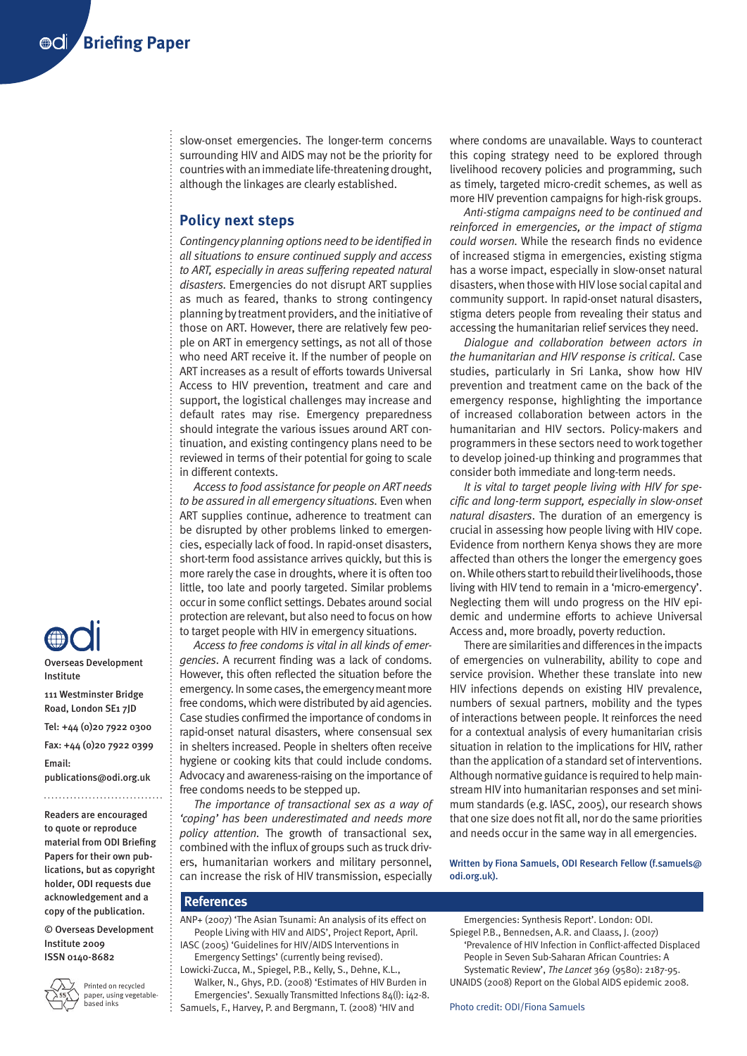slow-onset emergencies. The longer-term concerns surrounding HIV and AIDS may not be the priority for countries with an immediate life-threatening drought, although the linkages are clearly established.

## Policy next steps

*Contingency planning options need to be identified in all situations to ensure continued supply and access to ART, especially in areas suffering repeated natural disasters.* Emergencies do not disrupt ART supplies as much as feared, thanks to strong contingency planning by treatment providers, and the initiative of those on ART. However, there are relatively few people on ART in emergency settings, as not all of those who need ART receive it. If the number of people on ART increases as a result of efforts towards Universal Access to HIV prevention, treatment and care and support, the logistical challenges may increase and default rates may rise. Emergency preparedness should integrate the various issues around ART continuation, and existing contingency plans need to be reviewed in terms of their potential for going to scale in different contexts.

*Access to food assistance for people on ART needs to be assured in all emergency situations.* Even when ART supplies continue, adherence to treatment can be disrupted by other problems linked to emergencies, especially lack of food. In rapid-onset disasters, short-term food assistance arrives quickly, but this is more rarely the case in droughts, where it is often too little, too late and poorly targeted. Similar problems occur in some conflict settings. Debates around social protection are relevant, but also need to focus on how to target people with HIV in emergency situations.

*Access to free condoms is vital in all kinds of emergencies.* A recurrent finding was a lack of condoms. However, this often reflected the situation before the emergency. In some cases, the emergency meant more free condoms, which were distributed by aid agencies. Case studies confirmed the importance of condoms in rapid-onset natural disasters, where consensual sex in shelters increased. People in shelters often receive hygiene or cooking kits that could include condoms. Advocacy and awareness-raising on the importance of free condoms needs to be stepped up.

*The importance of transactional sex as a way of 'coping' has been underestimated and needs more policy attention.* The growth of transactional sex, combined with the influx of groups such as truck drivers, humanitarian workers and military personnel, can increase the risk of HIV transmission, especially where condoms are unavailable. Ways to counteract this coping strategy need to be explored through livelihood recovery policies and programming, such as timely, targeted micro-credit schemes, as well as more HIV prevention campaigns for high-risk groups.

*Anti-stigma campaigns need to be continued and reinforced in emergencies, or the impact of stigma could worsen.* While the research finds no evidence of increased stigma in emergencies, existing stigma has a worse impact, especially in slow-onset natural disasters, when those with HIV lose social capital and community support. In rapid-onset natural disasters, stigma deters people from revealing their status and accessing the humanitarian relief services they need.

*Dialogue and collaboration between actors in the humanitarian and HIV response is critical.* Case studies, particularly in Sri Lanka, show how HIV prevention and treatment came on the back of the emergency response, highlighting the importance of increased collaboration between actors in the humanitarian and HIV sectors. Policy-makers and programmers in these sectors need to work together to develop joined-up thinking and programmes that consider both immediate and long-term needs.

*It is vital to target people living with HIV for specific and long-term support, especially in slow-onset natural disasters.* The duration of an emergency is crucial in assessing how people living with HIV cope. Evidence from northern Kenya shows they are more affected than others the longer the emergency goes on. While others start to rebuild their livelihoods, those living with HIV tend to remain in a 'micro-emergency'. Neglecting them will undo progress on the HIV epidemic and undermine efforts to achieve Universal Access and, more broadly, poverty reduction.

There are similarities and differences in the impacts of emergencies on vulnerability, ability to cope and service provision. Whether these translate into new HIV infections depends on existing HIV prevalence, numbers of sexual partners, mobility and the types of interactions between people. It reinforces the need for a contextual analysis of every humanitarian crisis situation in relation to the implications for HIV, rather than the application of a standard set of interventions. Although normative guidance is required to help mainstream HIV into humanitarian responses and set minimum standards (e.g. IASC, 2005), our research shows that one size does not fit all, nor do the same priorities and needs occur in the same way in all emergencies.

Written by Fiona Samuels, ODI Research Fellow (f.samuels@odi.org.uk).

## References

ANP+ (2007) 'The Asian Tsunami: An analysis of its effect on People Living with HIV and AIDS', Project Report, April.

IASC (2005) 'Guidelines for HIV/AIDS Interventions in Emergency Settings' (currently being revised).

Lowicki-Zucca, M., Spiegel, P.B., Kelly, S., Dehne, K.L., Walker, N., Ghys, P.D. (2008) 'Estimates of HIV Burden in Emergencies'. Sexually Transmitted Infections 84(I): i42-8.

Samuels, F., Harvey, P. and Bergmann, T. (2008) 'HIV and Emergencies: Synthesis Report'. London: ODI.

Spiegel P.B., Bennedsen, A.R. and Claass, J. (2007) 'Prevalence of HIV Infection in Conflict-affected Displaced People in Seven Sub-Saharan African Countries: A Systematic Review', *The Lancet* 369 (9580): 2187-95.

UNAIDS (2008) Report on the Global AIDS epidemic 2008.

Photo credit: ODI/Fiona Samuels

Overseas Development Institute

111 Westminster Bridge Road, London SE1 7JD

Tel: +44 (0)20 7922 0300

Fax: +44 (0)20 7922 0399

Email: publications@odi.org.uk

Readers are encouraged to quote or reproduce material from ODI Briefing Papers for their own publications, but as copyright holder, ODI requests due acknowledgement and a copy of the publication.

© Overseas Development Institute 2009
ISSN 0140-8682

Printed on recycled paper, using vegetable-based inks